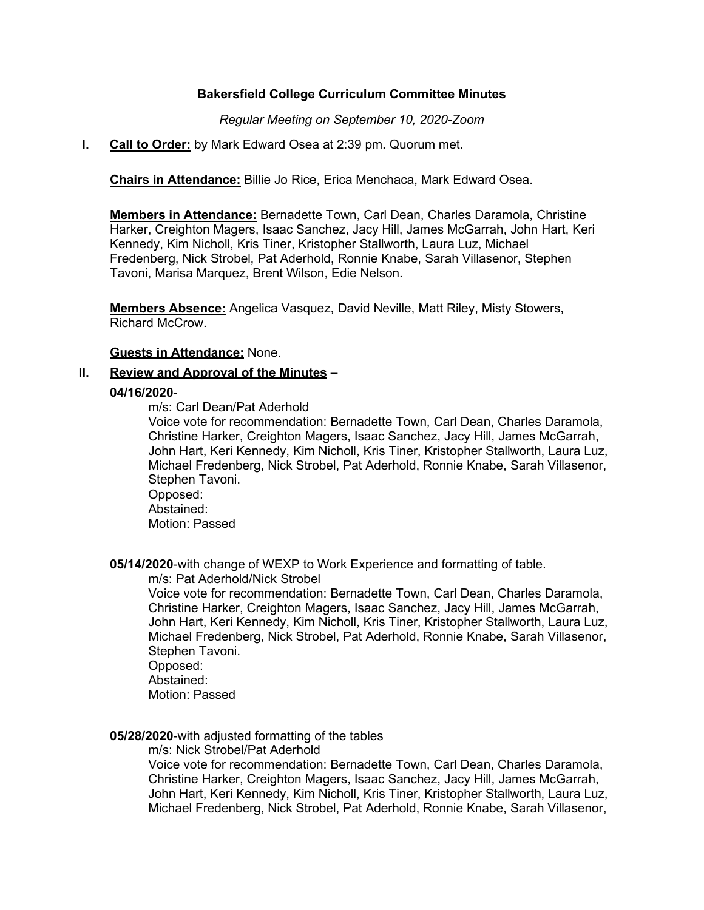**Bakersfield College Curriculum Committee Minutes**

*Regular Meeting on September 10, 2020-Zoom*

**I. Call to Order:** by Mark Edward Osea at 2:39 pm. Quorum met.

**Chairs in Attendance:** Billie Jo Rice, Erica Menchaca, Mark Edward Osea.

**Members in Attendance:** Bernadette Town, Carl Dean, Charles Daramola, Christine Harker, Creighton Magers, Isaac Sanchez, Jacy Hill, James McGarrah, John Hart, Keri Kennedy, Kim Nicholl, Kris Tiner, Kristopher Stallworth, Laura Luz, Michael Fredenberg, Nick Strobel, Pat Aderhold, Ronnie Knabe, Sarah Villasenor, Stephen Tavoni, Marisa Marquez, Brent Wilson, Edie Nelson.

**Members Absence:** Angelica Vasquez, David Neville, Matt Riley, Misty Stowers, Richard McCrow.

**Guests in Attendance:** None.

**II. Review and Approval of the Minutes –**

**04/16/2020**-

m/s: Carl Dean/Pat Aderhold
Voice vote for recommendation: Bernadette Town, Carl Dean, Charles Daramola, Christine Harker, Creighton Magers, Isaac Sanchez, Jacy Hill, James McGarrah, John Hart, Keri Kennedy, Kim Nicholl, Kris Tiner, Kristopher Stallworth, Laura Luz, Michael Fredenberg, Nick Strobel, Pat Aderhold, Ronnie Knabe, Sarah Villasenor, Stephen Tavoni.
Opposed:
Abstained:
Motion: Passed

**05/14/2020**-with change of WEXP to Work Experience and formatting of table.

m/s: Pat Aderhold/Nick Strobel
Voice vote for recommendation: Bernadette Town, Carl Dean, Charles Daramola, Christine Harker, Creighton Magers, Isaac Sanchez, Jacy Hill, James McGarrah, John Hart, Keri Kennedy, Kim Nicholl, Kris Tiner, Kristopher Stallworth, Laura Luz, Michael Fredenberg, Nick Strobel, Pat Aderhold, Ronnie Knabe, Sarah Villasenor, Stephen Tavoni.
Opposed:
Abstained:
Motion: Passed

**05/28/2020**-with adjusted formatting of the tables

m/s: Nick Strobel/Pat Aderhold
Voice vote for recommendation: Bernadette Town, Carl Dean, Charles Daramola, Christine Harker, Creighton Magers, Isaac Sanchez, Jacy Hill, James McGarrah, John Hart, Keri Kennedy, Kim Nicholl, Kris Tiner, Kristopher Stallworth, Laura Luz, Michael Fredenberg, Nick Strobel, Pat Aderhold, Ronnie Knabe, Sarah Villasenor,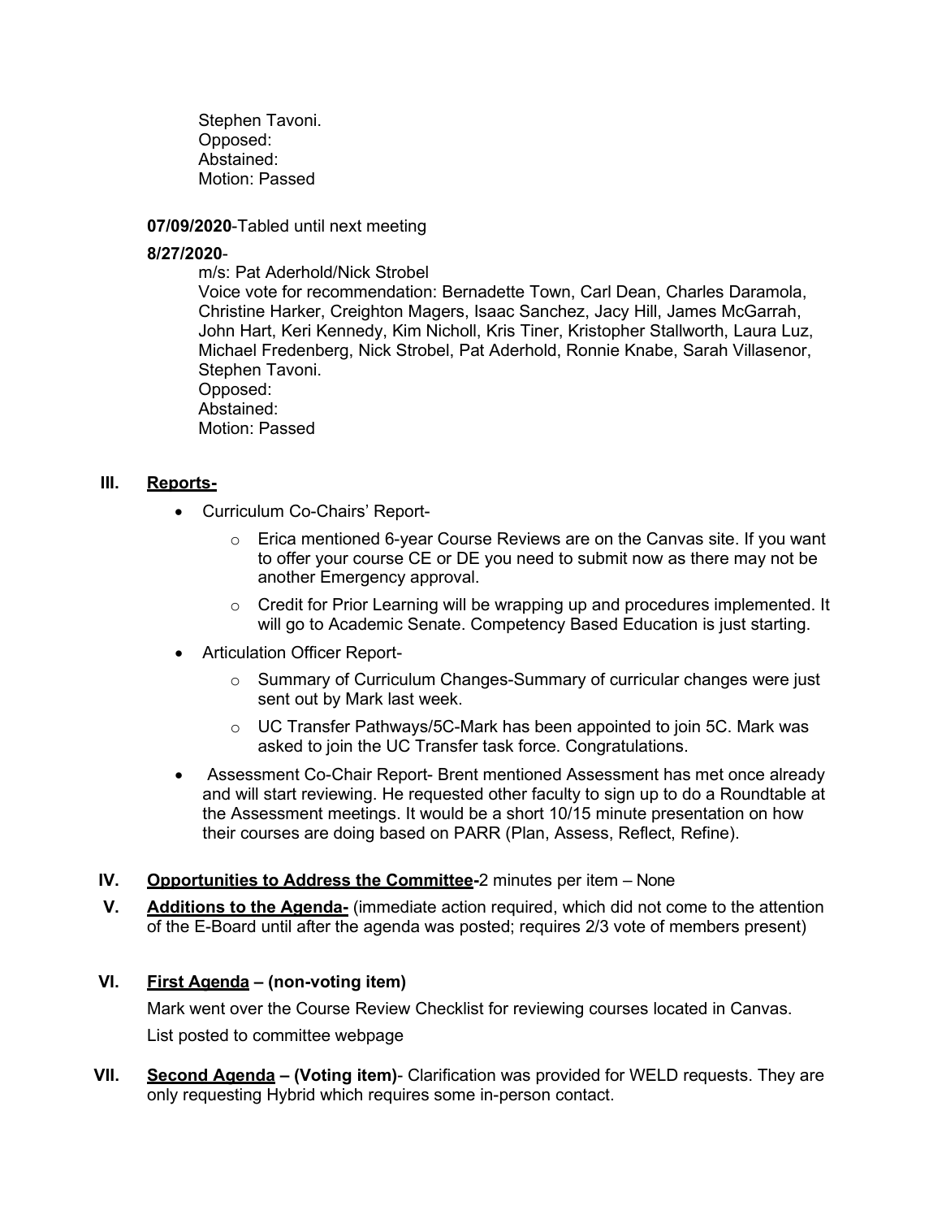Stephen Tavoni.
Opposed:
Abstained:
Motion: Passed

**07/09/2020**-Tabled until next meeting

**8/27/2020**-

m/s: Pat Aderhold/Nick Strobel
Voice vote for recommendation: Bernadette Town, Carl Dean, Charles Daramola, Christine Harker, Creighton Magers, Isaac Sanchez, Jacy Hill, James McGarrah, John Hart, Keri Kennedy, Kim Nicholl, Kris Tiner, Kristopher Stallworth, Laura Luz, Michael Fredenberg, Nick Strobel, Pat Aderhold, Ronnie Knabe, Sarah Villasenor, Stephen Tavoni.
Opposed:
Abstained:
Motion: Passed

## III. Reports-

- Curriculum Co-Chairs' Report-
  - Erica mentioned 6-year Course Reviews are on the Canvas site. If you want to offer your course CE or DE you need to submit now as there may not be another Emergency approval.
  - Credit for Prior Learning will be wrapping up and procedures implemented. It will go to Academic Senate. Competency Based Education is just starting.
- Articulation Officer Report-
  - Summary of Curriculum Changes-Summary of curricular changes were just sent out by Mark last week.
  - UC Transfer Pathways/5C-Mark has been appointed to join 5C. Mark was asked to join the UC Transfer task force. Congratulations.
- Assessment Co-Chair Report- Brent mentioned Assessment has met once already and will start reviewing. He requested other faculty to sign up to do a Roundtable at the Assessment meetings. It would be a short 10/15 minute presentation on how their courses are doing based on PARR (Plan, Assess, Reflect, Refine).

## IV. Opportunities to Address the Committee-2 minutes per item – None

## V. Additions to the Agenda- (immediate action required, which did not come to the attention of the E-Board until after the agenda was posted; requires 2/3 vote of members present)

## VI. First Agenda – (non-voting item)

Mark went over the Course Review Checklist for reviewing courses located in Canvas.
List posted to committee webpage

## VII. Second Agenda – (Voting item)- Clarification was provided for WELD requests. They are only requesting Hybrid which requires some in-person contact.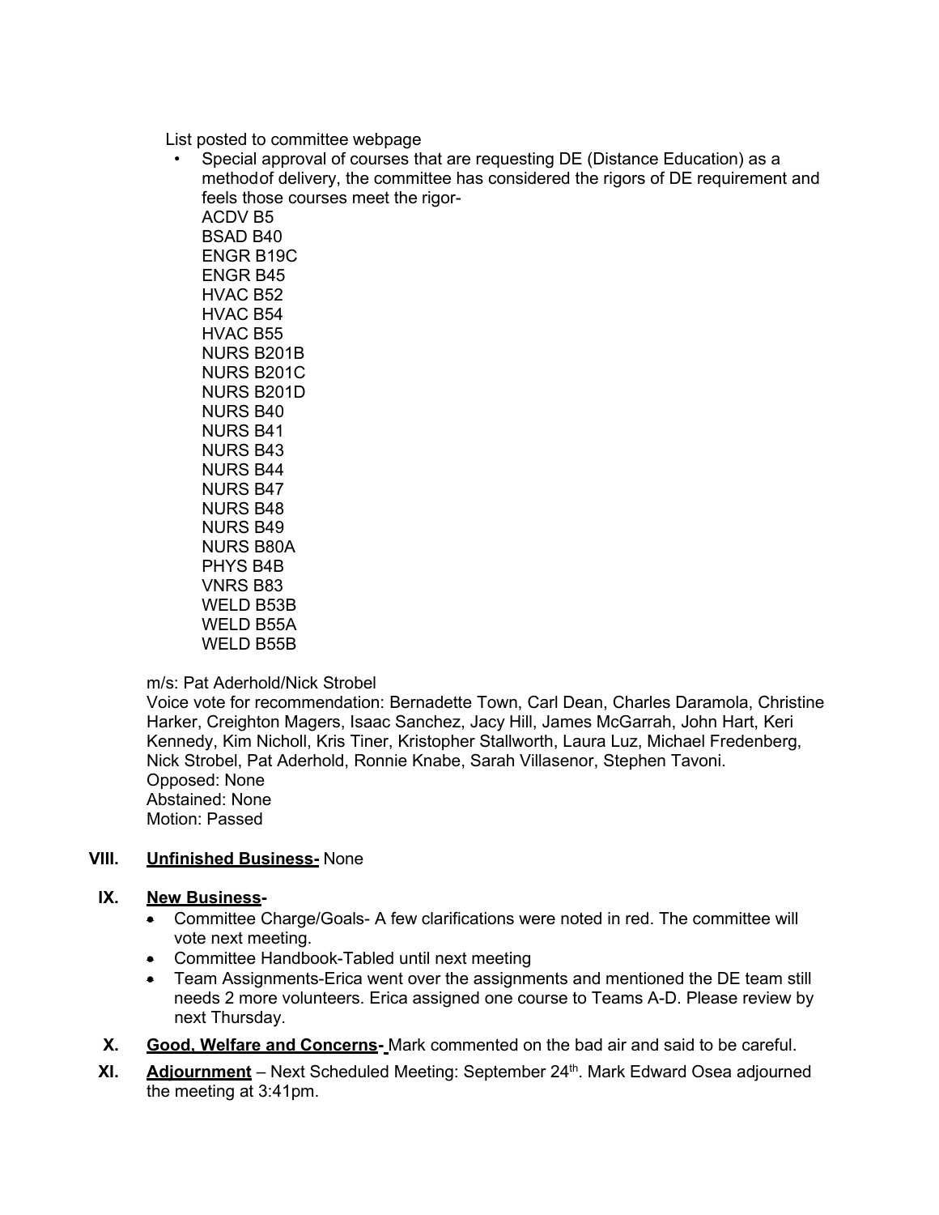List posted to committee webpage

- Special approval of courses that are requesting DE (Distance Education) as a methodof delivery, the committee has considered the rigors of DE requirement and feels those courses meet the rigor-
  ACDV B5
  BSAD B40
  ENGR B19C
  ENGR B45
  HVAC B52
  HVAC B54
  HVAC B55
  NURS B201B
  NURS B201C
  NURS B201D
  NURS B40
  NURS B41
  NURS B43
  NURS B44
  NURS B47
  NURS B48
  NURS B49
  NURS B80A
  PHYS B4B
  VNRS B83
  WELD B53B
  WELD B55A
  WELD B55B

m/s: Pat Aderhold/Nick Strobel
Voice vote for recommendation: Bernadette Town, Carl Dean, Charles Daramola, Christine Harker, Creighton Magers, Isaac Sanchez, Jacy Hill, James McGarrah, John Hart, Keri Kennedy, Kim Nicholl, Kris Tiner, Kristopher Stallworth, Laura Luz, Michael Fredenberg, Nick Strobel, Pat Aderhold, Ronnie Knabe, Sarah Villasenor, Stephen Tavoni.
Opposed: None
Abstained: None
Motion: Passed

**VIII. Unfinished Business-** None

**IX. New Business-**

- Committee Charge/Goals- A few clarifications were noted in red. The committee will vote next meeting.
- Committee Handbook-Tabled until next meeting
- Team Assignments-Erica went over the assignments and mentioned the DE team still needs 2 more volunteers. Erica assigned one course to Teams A-D. Please review by next Thursday.

**X. Good, Welfare and Concerns-** Mark commented on the bad air and said to be careful.

**XI. Adjournment** – Next Scheduled Meeting: September 24th. Mark Edward Osea adjourned the meeting at 3:41pm.